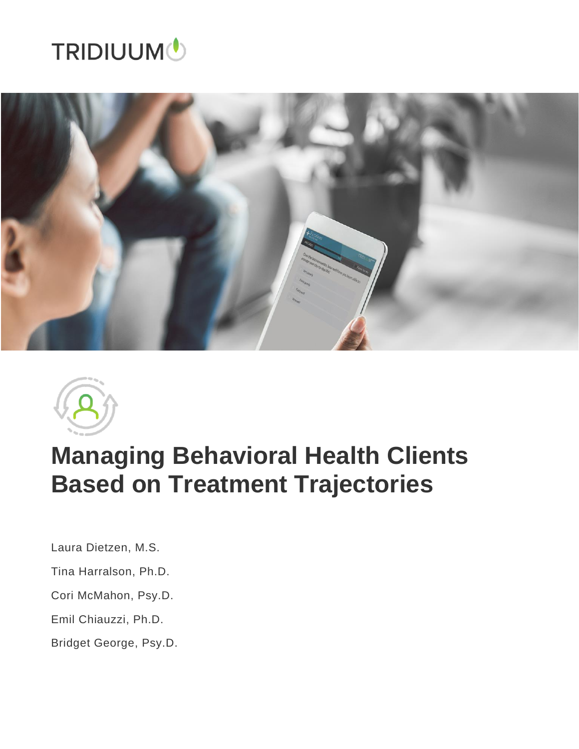TRIDIUUM

# Managing Behavioral Health Clients Based on Treatment Trajectories

Laura Dietzen, M.S.

Tina Harralson, Ph.D.

Cori McMahon, Psy.D.

Emil Chiauzzi, Ph.D.

Bridget George, Psy.D.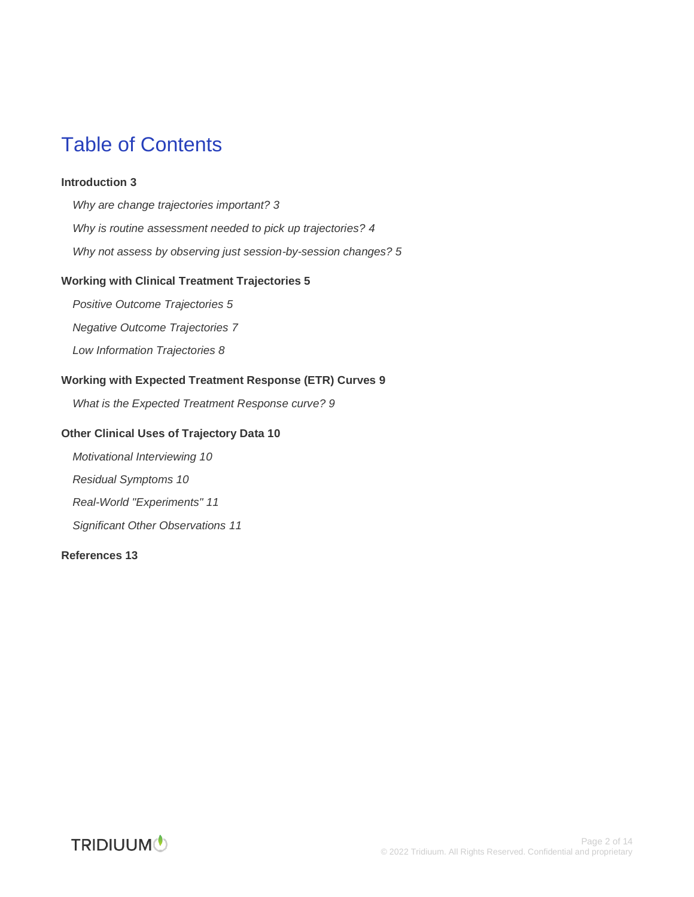# Table of Contents

**Introduction 3**

*Why are change trajectories important? 3*

*Why is routine assessment needed to pick up trajectories? 4*

*Why not assess by observing just session-by-session changes? 5*

**Working with Clinical Treatment Trajectories 5**

*Positive Outcome Trajectories 5*

*Negative Outcome Trajectories 7*

*Low Information Trajectories 8*

**Working with Expected Treatment Response (ETR) Curves 9**

*What is the Expected Treatment Response curve? 9*

**Other Clinical Uses of Trajectory Data 10**

*Motivational Interviewing 10*

*Residual Symptoms 10*

*Real-World "Experiments" 11*

*Significant Other Observations 11*

**References 13**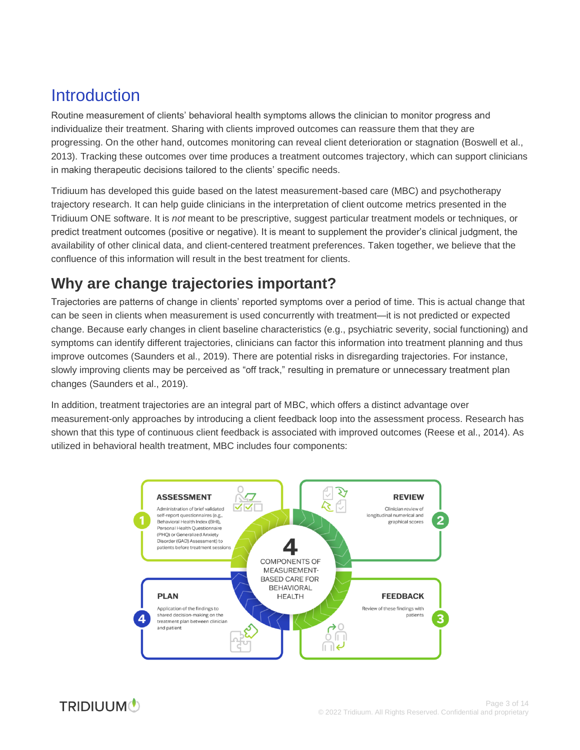# Introduction

Routine measurement of clients' behavioral health symptoms allows the clinician to monitor progress and individualize their treatment. Sharing with clients improved outcomes can reassure them that they are progressing. On the other hand, outcomes monitoring can reveal client deterioration or stagnation (Boswell et al., 2013). Tracking these outcomes over time produces a treatment outcomes trajectory, which can support clinicians in making therapeutic decisions tailored to the clients' specific needs.

Tridiuum has developed this guide based on the latest measurement-based care (MBC) and psychotherapy trajectory research. It can help guide clinicians in the interpretation of client outcome metrics presented in the Tridiuum ONE software. It is *not* meant to be prescriptive, suggest particular treatment models or techniques, or predict treatment outcomes (positive or negative). It is meant to supplement the provider's clinical judgment, the availability of other clinical data, and client-centered treatment preferences. Taken together, we believe that the confluence of this information will result in the best treatment for clients.

## Why are change trajectories important?

Trajectories are patterns of change in clients' reported symptoms over a period of time. This is actual change that can be seen in clients when measurement is used concurrently with treatment—it is not predicted or expected change. Because early changes in client baseline characteristics (e.g., psychiatric severity, social functioning) and symptoms can identify different trajectories, clinicians can factor this information into treatment planning and thus improve outcomes (Saunders et al., 2019). There are potential risks in disregarding trajectories. For instance, slowly improving clients may be perceived as "off track," resulting in premature or unnecessary treatment plan changes (Saunders et al., 2019).

In addition, treatment trajectories are an integral part of MBC, which offers a distinct advantage over measurement-only approaches by introducing a client feedback loop into the assessment process. Research has shown that this type of continuous client feedback is associated with improved outcomes (Reese et al., 2014). As utilized in behavioral health treatment, MBC includes four components:

**4 COMPONENTS OF MEASUREMENT-BASED CARE FOR BEHAVIORAL HEALTH**

1. **ASSESSMENT** – Administration of brief validated self-report questionnaires (e.g., Behavioral Health Index (BHI), Personal Health Questionnaire (PHQ) or Generalized Anxiety Disorder (GAD) Assessment) to patients before treatment sessions
2. **REVIEW** – Clinician review of longitudinal numerical and graphical scores
3. **FEEDBACK** – Review of these findings with patients
4. **PLAN** – Application of the findings to shared decision-making on the treatment plan between clinician and patient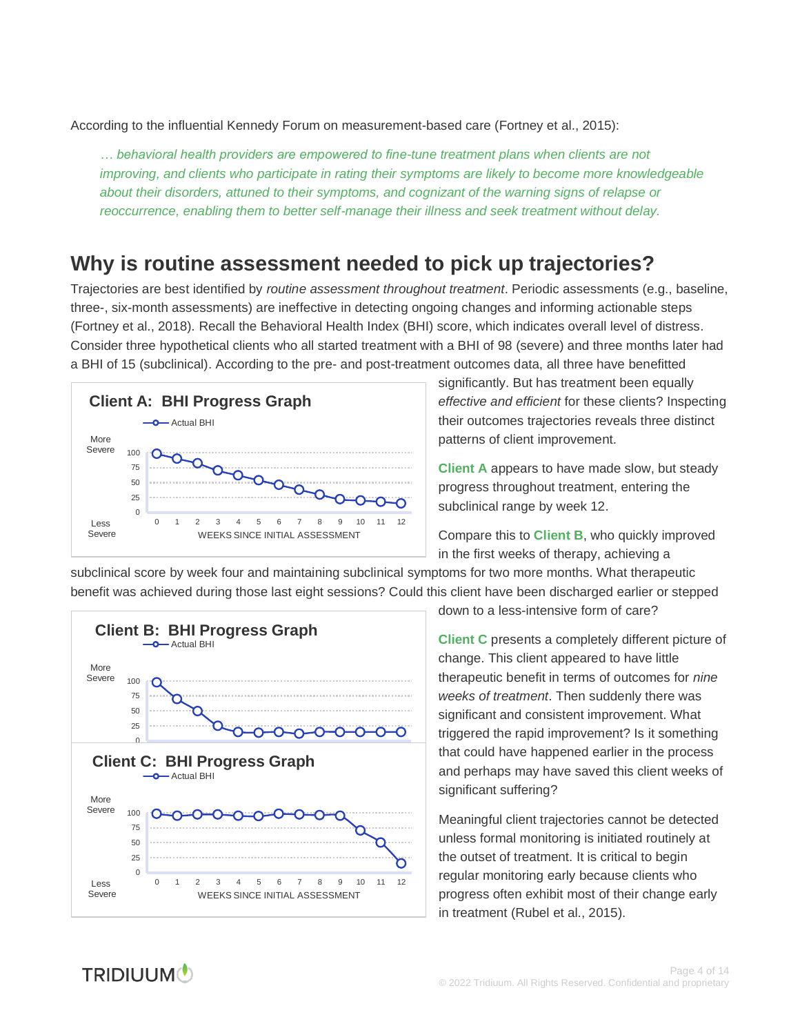According to the influential Kennedy Forum on measurement-based care (Fortney et al., 2015):

> *… behavioral health providers are empowered to fine-tune treatment plans when clients are not improving, and clients who participate in rating their symptoms are likely to become more knowledgeable about their disorders, attuned to their symptoms, and cognizant of the warning signs of relapse or reoccurrence, enabling them to better self-manage their illness and seek treatment without delay.*

## Why is routine assessment needed to pick up trajectories?

Trajectories are best identified by *routine assessment throughout treatment*. Periodic assessments (e.g., baseline, three-, six-month assessments) are ineffective in detecting ongoing changes and informing actionable steps (Fortney et al., 2018). Recall the Behavioral Health Index (BHI) score, which indicates overall level of distress. Consider three hypothetical clients who all started treatment with a BHI of 98 (severe) and three months later had a BHI of 15 (subclinical). According to the pre- and post-treatment outcomes data, all three have benefitted significantly. But has treatment been equally *effective and efficient* for these clients? Inspecting their outcomes trajectories reveals three distinct patterns of client improvement.

**Client A: BHI Progress Graph**

**Client A** appears to have made slow, but steady progress throughout treatment, entering the subclinical range by week 12.

Compare this to **Client B**, who quickly improved in the first weeks of therapy, achieving a subclinical score by week four and maintaining subclinical symptoms for two more months. What therapeutic benefit was achieved during those last eight sessions? Could this client have been discharged earlier or stepped down to a less-intensive form of care?

**Client B: BHI Progress Graph**

**Client C: BHI Progress Graph**

**Client C** presents a completely different picture of change. This client appeared to have little therapeutic benefit in terms of outcomes for *nine weeks of treatment*. Then suddenly there was significant and consistent improvement. What triggered the rapid improvement? Is it something that could have happened earlier in the process and perhaps may have saved this client weeks of significant suffering?

Meaningful client trajectories cannot be detected unless formal monitoring is initiated routinely at the outset of treatment. It is critical to begin regular monitoring early because clients who progress often exhibit most of their change early in treatment (Rubel et al., 2015).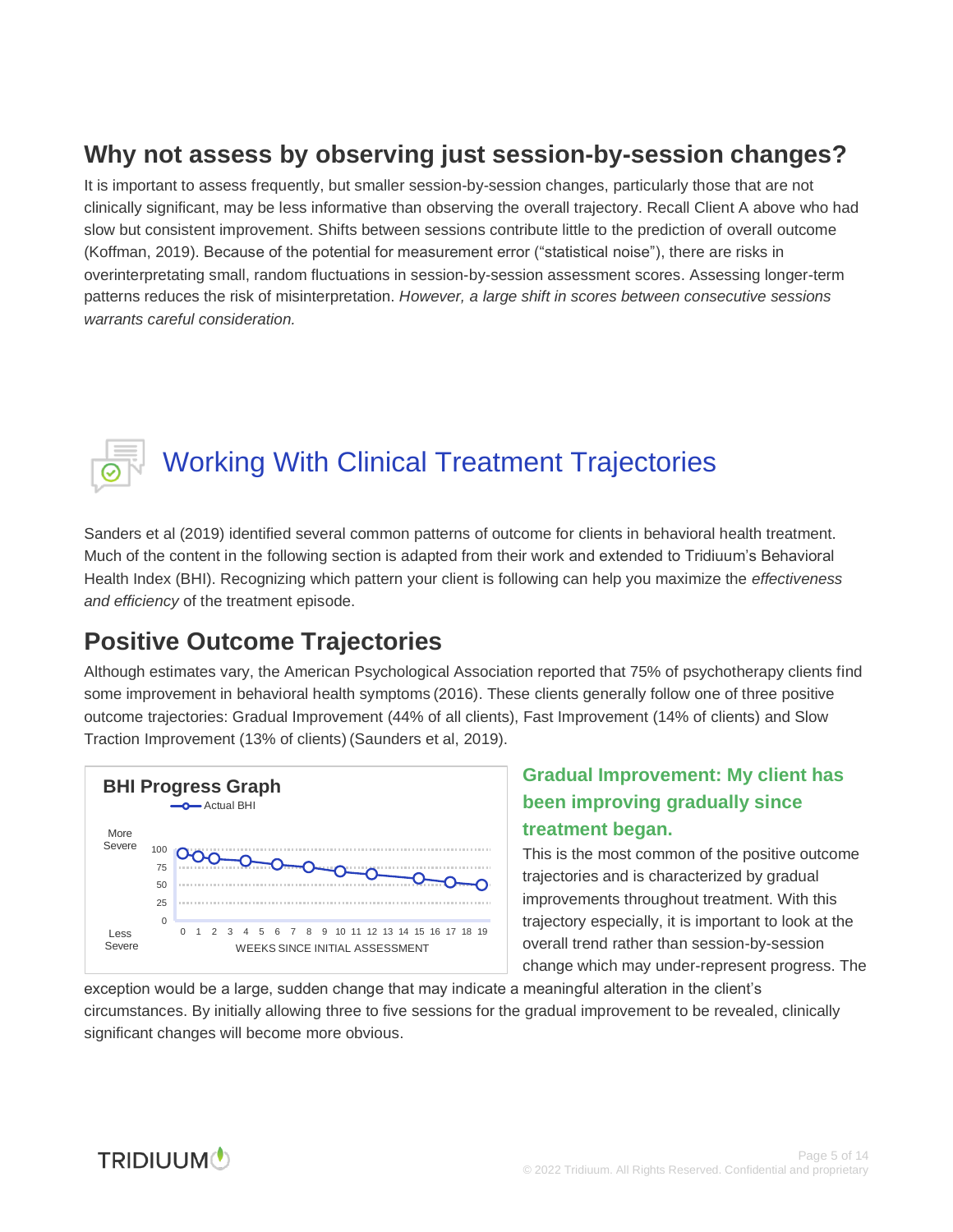## Why not assess by observing just session-by-session changes?

It is important to assess frequently, but smaller session-by-session changes, particularly those that are not clinically significant, may be less informative than observing the overall trajectory. Recall Client A above who had slow but consistent improvement. Shifts between sessions contribute little to the prediction of overall outcome (Koffman, 2019). Because of the potential for measurement error ("statistical noise"), there are risks in overinterpreting small, random fluctuations in session-by-session assessment scores. Assessing longer-term patterns reduces the risk of misinterpretation. *However, a large shift in scores between consecutive sessions warrants careful consideration.*

# Working With Clinical Treatment Trajectories

Sanders et al (2019) identified several common patterns of outcome for clients in behavioral health treatment. Much of the content in the following section is adapted from their work and extended to Tridiuum's Behavioral Health Index (BHI). Recognizing which pattern your client is following can help you maximize the *effectiveness and efficiency* of the treatment episode.

## Positive Outcome Trajectories

Although estimates vary, the American Psychological Association reported that 75% of psychotherapy clients find some improvement in behavioral health symptoms (2016). These clients generally follow one of three positive outcome trajectories: Gradual Improvement (44% of all clients), Fast Improvement (14% of clients) and Slow Traction Improvement (13% of clients) (Saunders et al, 2019).

BHI Progress Graph

Actual BHI

More Severe / Less Severe

WEEKS SINCE INITIAL ASSESSMENT

### Gradual Improvement: My client has been improving gradually since treatment began.

This is the most common of the positive outcome trajectories and is characterized by gradual improvements throughout treatment. With this trajectory especially, it is important to look at the overall trend rather than session-by-session change which may under-represent progress. The exception would be a large, sudden change that may indicate a meaningful alteration in the client's circumstances. By initially allowing three to five sessions for the gradual improvement to be revealed, clinically significant changes will become more obvious.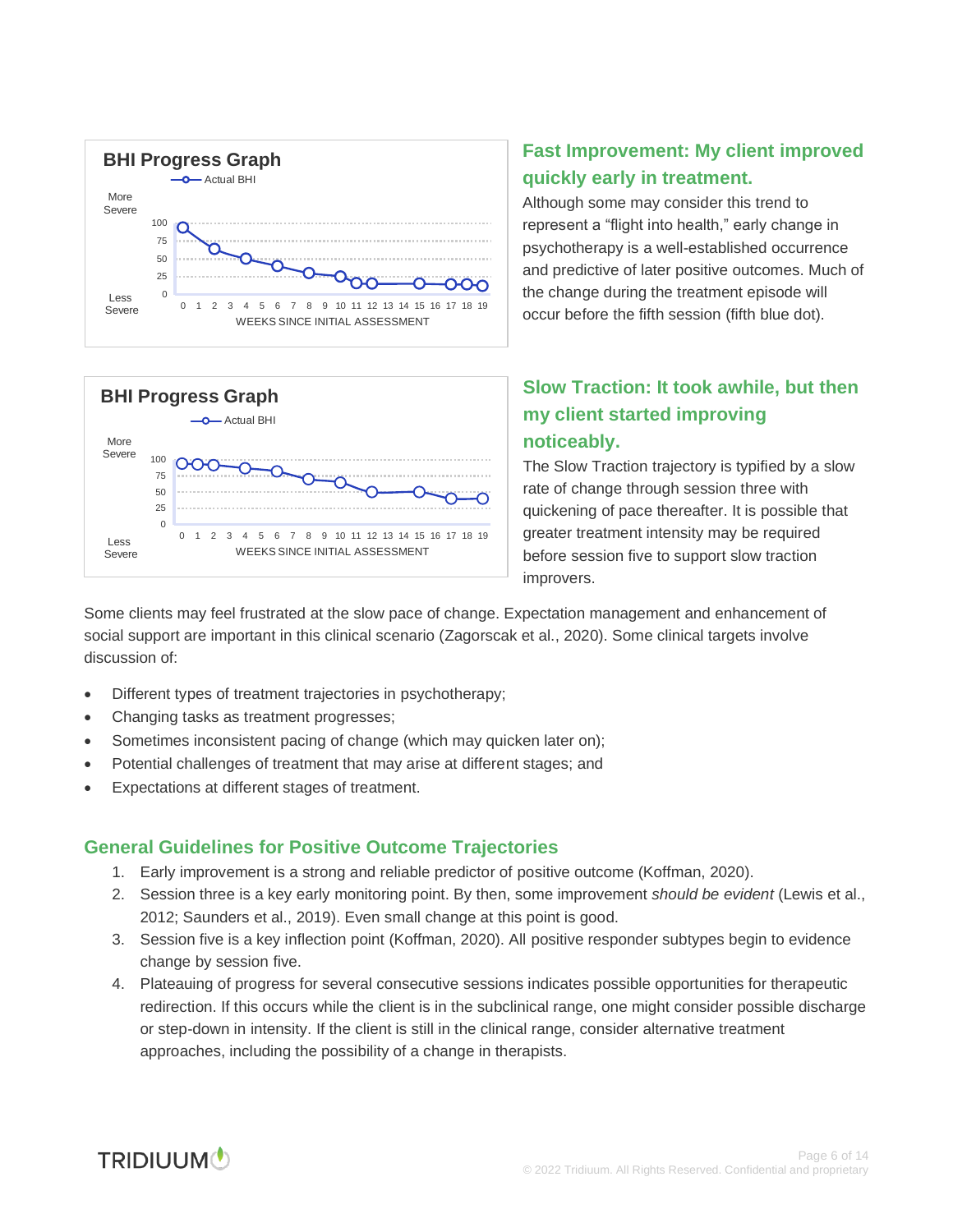## Fast Improvement: My client improved quickly early in treatment.

Although some may consider this trend to represent a "flight into health," early change in psychotherapy is a well-established occurrence and predictive of later positive outcomes. Much of the change during the treatment episode will occur before the fifth session (fifth blue dot).

## Slow Traction: It took awhile, but then my client started improving noticeably.

The Slow Traction trajectory is typified by a slow rate of change through session three with quickening of pace thereafter. It is possible that greater treatment intensity may be required before session five to support slow traction improvers.

Some clients may feel frustrated at the slow pace of change. Expectation management and enhancement of social support are important in this clinical scenario (Zagorscak et al., 2020). Some clinical targets involve discussion of:

- Different types of treatment trajectories in psychotherapy;
- Changing tasks as treatment progresses;
- Sometimes inconsistent pacing of change (which may quicken later on);
- Potential challenges of treatment that may arise at different stages; and
- Expectations at different stages of treatment.

## General Guidelines for Positive Outcome Trajectories

1. Early improvement is a strong and reliable predictor of positive outcome (Koffman, 2020).
2. Session three is a key early monitoring point. By then, some improvement *should be evident* (Lewis et al., 2012; Saunders et al., 2019). Even small change at this point is good.
3. Session five is a key inflection point (Koffman, 2020). All positive responder subtypes begin to evidence change by session five.
4. Plateauing of progress for several consecutive sessions indicates possible opportunities for therapeutic redirection. If this occurs while the client is in the subclinical range, one might consider possible discharge or step-down in intensity. If the client is still in the clinical range, consider alternative treatment approaches, including the possibility of a change in therapists.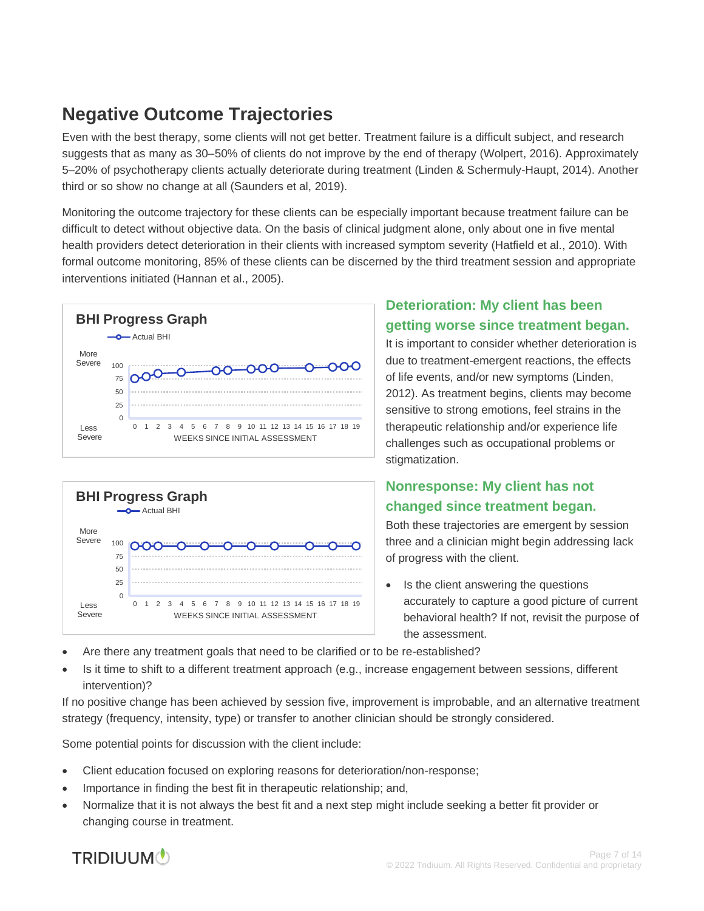## Negative Outcome Trajectories

Even with the best therapy, some clients will not get better. Treatment failure is a difficult subject, and research suggests that as many as 30–50% of clients do not improve by the end of therapy (Wolpert, 2016). Approximately 5–20% of psychotherapy clients actually deteriorate during treatment (Linden & Schermuly-Haupt, 2014). Another third or so show no change at all (Saunders et al, 2019).

Monitoring the outcome trajectory for these clients can be especially important because treatment failure can be difficult to detect without objective data. On the basis of clinical judgment alone, only about one in five mental health providers detect deterioration in their clients with increased symptom severity (Hatfield et al., 2010). With formal outcome monitoring, 85% of these clients can be discerned by the third treatment session and appropriate interventions initiated (Hannan et al., 2005).

**BHI Progress Graph**

Actual BHI

More Severe / Less Severe

100, 75, 50, 25, 0

0 1 2 3 4 5 6 7 8 9 10 11 12 13 14 15 16 17 18 19

WEEKS SINCE INITIAL ASSESSMENT

### Deterioration: My client has been getting worse since treatment began.

It is important to consider whether deterioration is due to treatment-emergent reactions, the effects of life events, and/or new symptoms (Linden, 2012). As treatment begins, clients may become sensitive to strong emotions, feel strains in the therapeutic relationship and/or experience life challenges such as occupational problems or stigmatization.

**BHI Progress Graph**

Actual BHI

More Severe / Less Severe

100, 75, 50, 25, 0

0 1 2 3 4 5 6 7 8 9 10 11 12 13 14 15 16 17 18 19

WEEKS SINCE INITIAL ASSESSMENT

### Nonresponse: My client has not changed since treatment began.

Both these trajectories are emergent by session three and a clinician might begin addressing lack of progress with the client.

- Is the client answering the questions accurately to capture a good picture of current behavioral health? If not, revisit the purpose of the assessment.
- Are there any treatment goals that need to be clarified or to be re-established?
- Is it time to shift to a different treatment approach (e.g., increase engagement between sessions, different intervention)?

If no positive change has been achieved by session five, improvement is improbable, and an alternative treatment strategy (frequency, intensity, type) or transfer to another clinician should be strongly considered.

Some potential points for discussion with the client include:

- Client education focused on exploring reasons for deterioration/non-response;
- Importance in finding the best fit in therapeutic relationship; and,
- Normalize that it is not always the best fit and a next step might include seeking a better fit provider or changing course in treatment.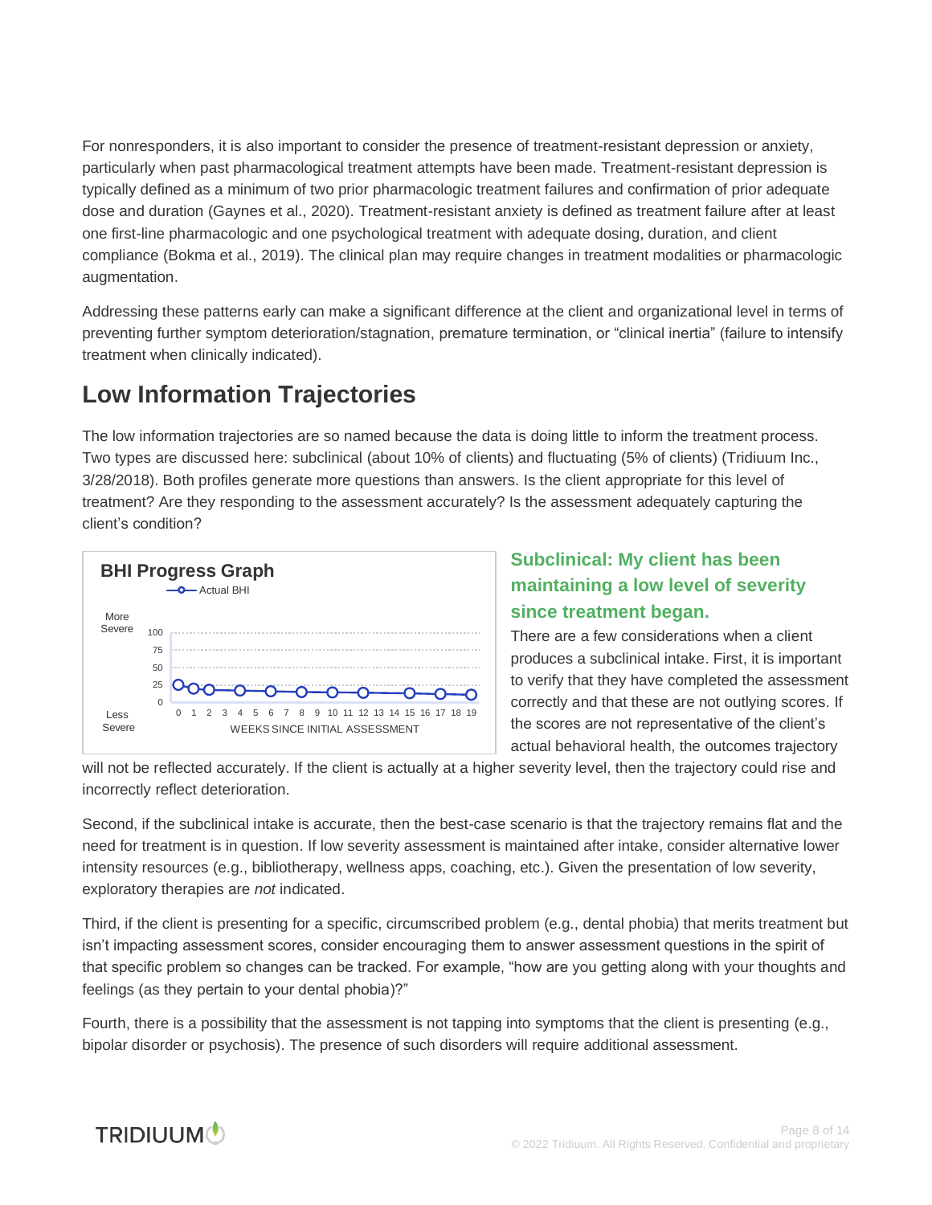For nonresponders, it is also important to consider the presence of treatment-resistant depression or anxiety, particularly when past pharmacological treatment attempts have been made. Treatment-resistant depression is typically defined as a minimum of two prior pharmacologic treatment failures and confirmation of prior adequate dose and duration (Gaynes et al., 2020). Treatment-resistant anxiety is defined as treatment failure after at least one first-line pharmacologic and one psychological treatment with adequate dosing, duration, and client compliance (Bokma et al., 2019). The clinical plan may require changes in treatment modalities or pharmacologic augmentation.

Addressing these patterns early can make a significant difference at the client and organizational level in terms of preventing further symptom deterioration/stagnation, premature termination, or "clinical inertia" (failure to intensify treatment when clinically indicated).

## Low Information Trajectories

The low information trajectories are so named because the data is doing little to inform the treatment process. Two types are discussed here: subclinical (about 10% of clients) and fluctuating (5% of clients) (Tridiuum Inc., 3/28/2018). Both profiles generate more questions than answers. Is the client appropriate for this level of treatment? Are they responding to the assessment accurately? Is the assessment adequately capturing the client's condition?

**BHI Progress Graph**

Actual BHI

More Severe / Less Severe

100, 75, 50, 25, 0

0 1 2 3 4 5 6 7 8 9 10 11 12 13 14 15 16 17 18 19

WEEKS SINCE INITIAL ASSESSMENT

### Subclinical: My client has been maintaining a low level of severity since treatment began.

There are a few considerations when a client produces a subclinical intake. First, it is important to verify that they have completed the assessment correctly and that these are not outlying scores. If the scores are not representative of the client's actual behavioral health, the outcomes trajectory will not be reflected accurately. If the client is actually at a higher severity level, then the trajectory could rise and incorrectly reflect deterioration.

Second, if the subclinical intake is accurate, then the best-case scenario is that the trajectory remains flat and the need for treatment is in question. If low severity assessment is maintained after intake, consider alternative lower intensity resources (e.g., bibliotherapy, wellness apps, coaching, etc.). Given the presentation of low severity, exploratory therapies are *not* indicated.

Third, if the client is presenting for a specific, circumscribed problem (e.g., dental phobia) that merits treatment but isn't impacting assessment scores, consider encouraging them to answer assessment questions in the spirit of that specific problem so changes can be tracked. For example, "how are you getting along with your thoughts and feelings (as they pertain to your dental phobia)?"

Fourth, there is a possibility that the assessment is not tapping into symptoms that the client is presenting (e.g., bipolar disorder or psychosis). The presence of such disorders will require additional assessment.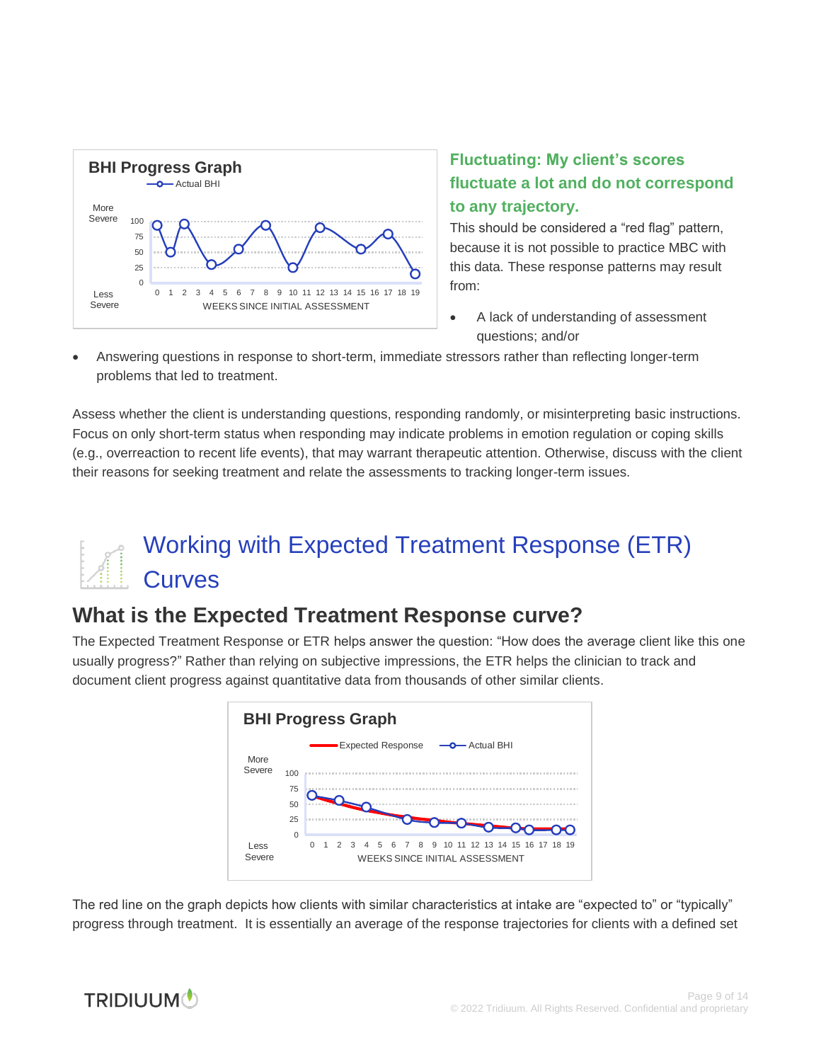### Fluctuating: My client's scores fluctuate a lot and do not correspond to any trajectory.

This should be considered a "red flag" pattern, because it is not possible to practice MBC with this data. These response patterns may result from:

- A lack of understanding of assessment questions; and/or
- Answering questions in response to short-term, immediate stressors rather than reflecting longer-term problems that led to treatment.

Assess whether the client is understanding questions, responding randomly, or misinterpreting basic instructions. Focus on only short-term status when responding may indicate problems in emotion regulation or coping skills (e.g., overreaction to recent life events), that may warrant therapeutic attention. Otherwise, discuss with the client their reasons for seeking treatment and relate the assessments to tracking longer-term issues.

# Working with Expected Treatment Response (ETR) Curves

## What is the Expected Treatment Response curve?

The Expected Treatment Response or ETR helps answer the question: "How does the average client like this one usually progress?" Rather than relying on subjective impressions, the ETR helps the clinician to track and document client progress against quantitative data from thousands of other similar clients.

The red line on the graph depicts how clients with similar characteristics at intake are "expected to" or "typically" progress through treatment. It is essentially an average of the response trajectories for clients with a defined set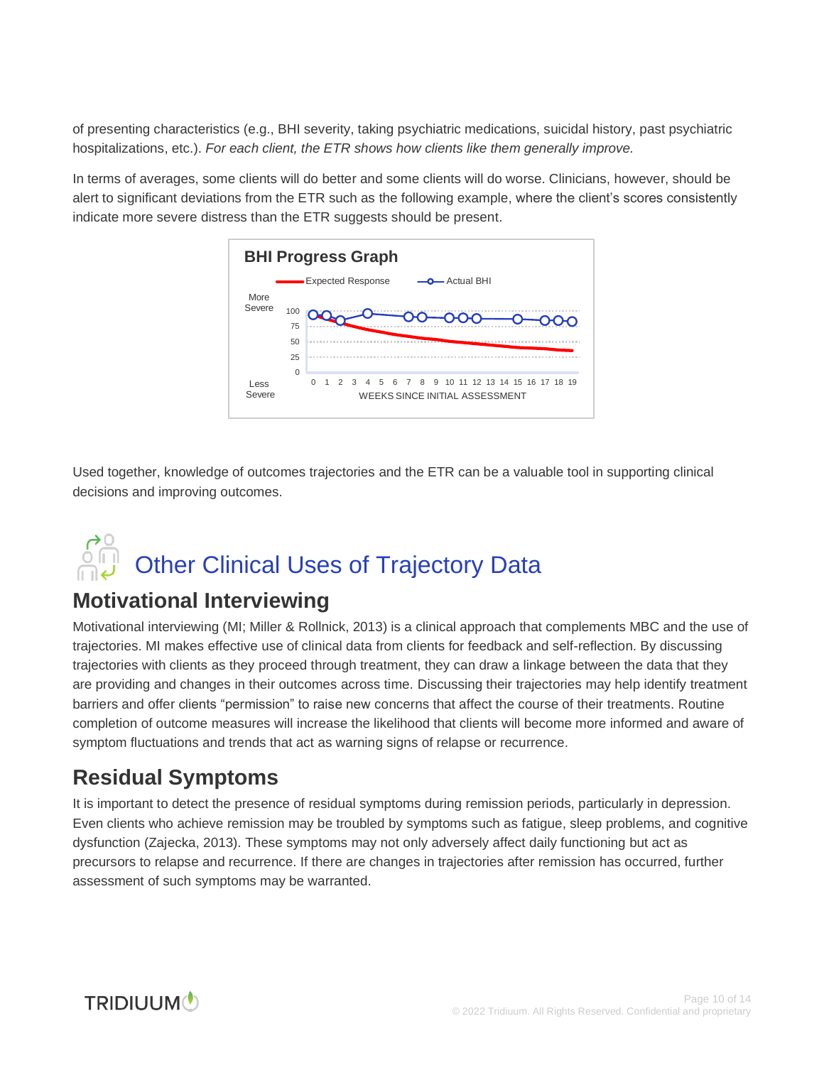of presenting characteristics (e.g., BHI severity, taking psychiatric medications, suicidal history, past psychiatric hospitalizations, etc.). *For each client, the ETR shows how clients like them generally improve.*

In terms of averages, some clients will do better and some clients will do worse. Clinicians, however, should be alert to significant deviations from the ETR such as the following example, where the client's scores consistently indicate more severe distress than the ETR suggests should be present.

**BHI Progress Graph**

Expected Response — Actual BHI

More Severe / Less Severe

WEEKS SINCE INITIAL ASSESSMENT

Used together, knowledge of outcomes trajectories and the ETR can be a valuable tool in supporting clinical decisions and improving outcomes.

# Other Clinical Uses of Trajectory Data

## Motivational Interviewing

Motivational interviewing (MI; Miller & Rollnick, 2013) is a clinical approach that complements MBC and the use of trajectories. MI makes effective use of clinical data from clients for feedback and self-reflection. By discussing trajectories with clients as they proceed through treatment, they can draw a linkage between the data that they are providing and changes in their outcomes across time. Discussing their trajectories may help identify treatment barriers and offer clients "permission" to raise new concerns that affect the course of their treatments. Routine completion of outcome measures will increase the likelihood that clients will become more informed and aware of symptom fluctuations and trends that act as warning signs of relapse or recurrence.

## Residual Symptoms

It is important to detect the presence of residual symptoms during remission periods, particularly in depression. Even clients who achieve remission may be troubled by symptoms such as fatigue, sleep problems, and cognitive dysfunction (Zajecka, 2013). These symptoms may not only adversely affect daily functioning but act as precursors to relapse and recurrence. If there are changes in trajectories after remission has occurred, further assessment of such symptoms may be warranted.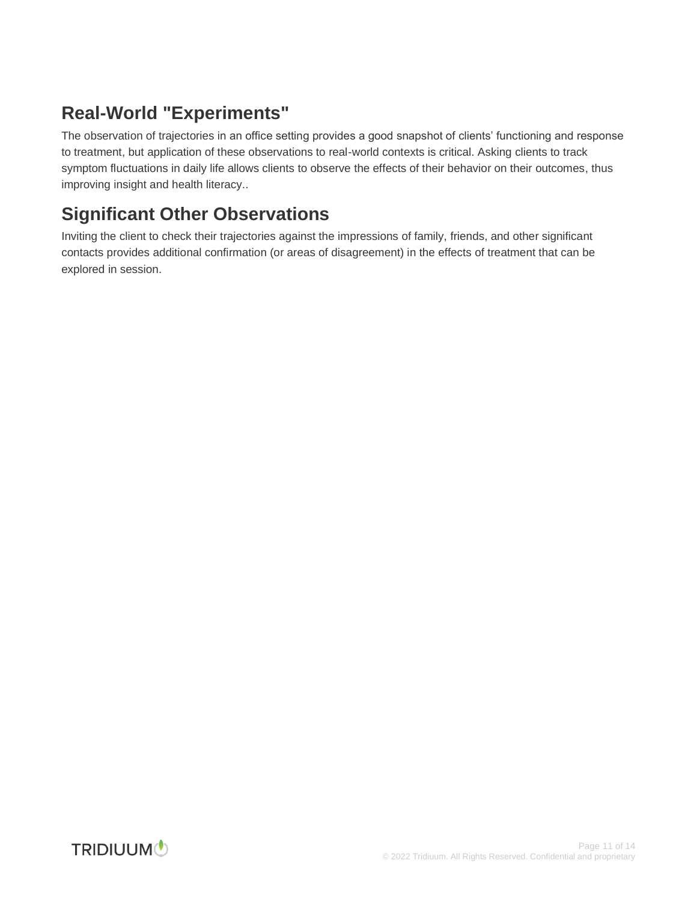## Real-World "Experiments"

The observation of trajectories in an office setting provides a good snapshot of clients' functioning and response to treatment, but application of these observations to real-world contexts is critical. Asking clients to track symptom fluctuations in daily life allows clients to observe the effects of their behavior on their outcomes, thus improving insight and health literacy..

## Significant Other Observations

Inviting the client to check their trajectories against the impressions of family, friends, and other significant contacts provides additional confirmation (or areas of disagreement) in the effects of treatment that can be explored in session.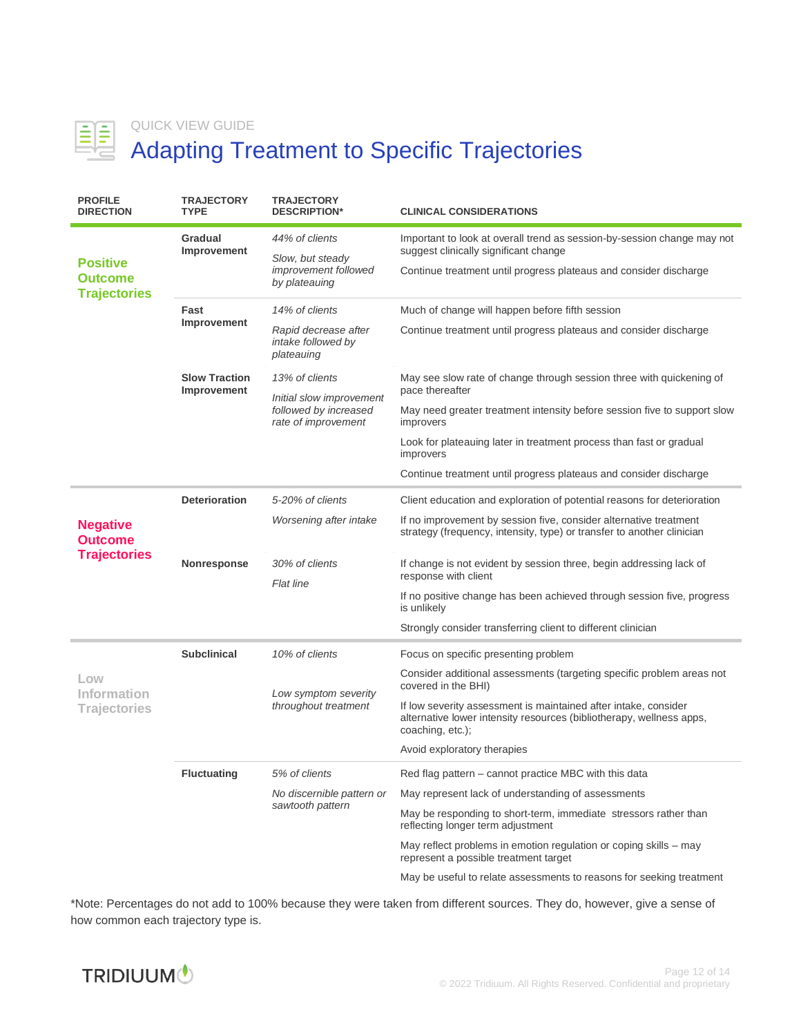QUICK VIEW GUIDE

# Adapting Treatment to Specific Trajectories

| PROFILE DIRECTION | TRAJECTORY TYPE | TRAJECTORY DESCRIPTION* | CLINICAL CONSIDERATIONS |
|---|---|---|---|
| **Positive Outcome Trajectories** | **Gradual Improvement** | *44% of clients*<br><br>*Slow, but steady improvement followed by plateauing* | Important to look at overall trend as session-by-session change may not suggest clinically significant change<br><br>Continue treatment until progress plateaus and consider discharge |
| | **Fast Improvement** | *14% of clients*<br><br>*Rapid decrease after intake followed by plateauing* | Much of change will happen before fifth session<br><br>Continue treatment until progress plateaus and consider discharge |
| | **Slow Traction Improvement** | *13% of clients*<br><br>*Initial slow improvement followed by increased rate of improvement* | May see slow rate of change through session three with quickening of pace thereafter<br><br>May need greater treatment intensity before session five to support slow improvers<br><br>Look for plateauing later in treatment process than fast or gradual improvers<br><br>Continue treatment until progress plateaus and consider discharge |
| **Negative Outcome Trajectories** | **Deterioration** | *5-20% of clients*<br><br>*Worsening after intake* | Client education and exploration of potential reasons for deterioration<br><br>If no improvement by session five, consider alternative treatment strategy (frequency, intensity, type) or transfer to another clinician |
| | **Nonresponse** | *30% of clients*<br><br>*Flat line* | If change is not evident by session three, begin addressing lack of response with client<br><br>If no positive change has been achieved through session five, progress is unlikely<br><br>Strongly consider transferring client to different clinician |
| **Low Information Trajectories** | **Subclinical** | *10% of clients*<br><br>*Low symptom severity throughout treatment* | Focus on specific presenting problem<br><br>Consider additional assessments (targeting specific problem areas not covered in the BHI)<br><br>If low severity assessment is maintained after intake, consider alternative lower intensity resources (bibliotherapy, wellness apps, coaching, etc.);<br><br>Avoid exploratory therapies |
| | **Fluctuating** | *5% of clients*<br><br>*No discernible pattern or sawtooth pattern* | Red flag pattern – cannot practice MBC with this data<br><br>May represent lack of understanding of assessments<br><br>May be responding to short-term, immediate stressors rather than reflecting longer term adjustment<br><br>May reflect problems in emotion regulation or coping skills – may represent a possible treatment target<br><br>May be useful to relate assessments to reasons for seeking treatment |

*Note: Percentages do not add to 100% because they were taken from different sources. They do, however, give a sense of how common each trajectory type is.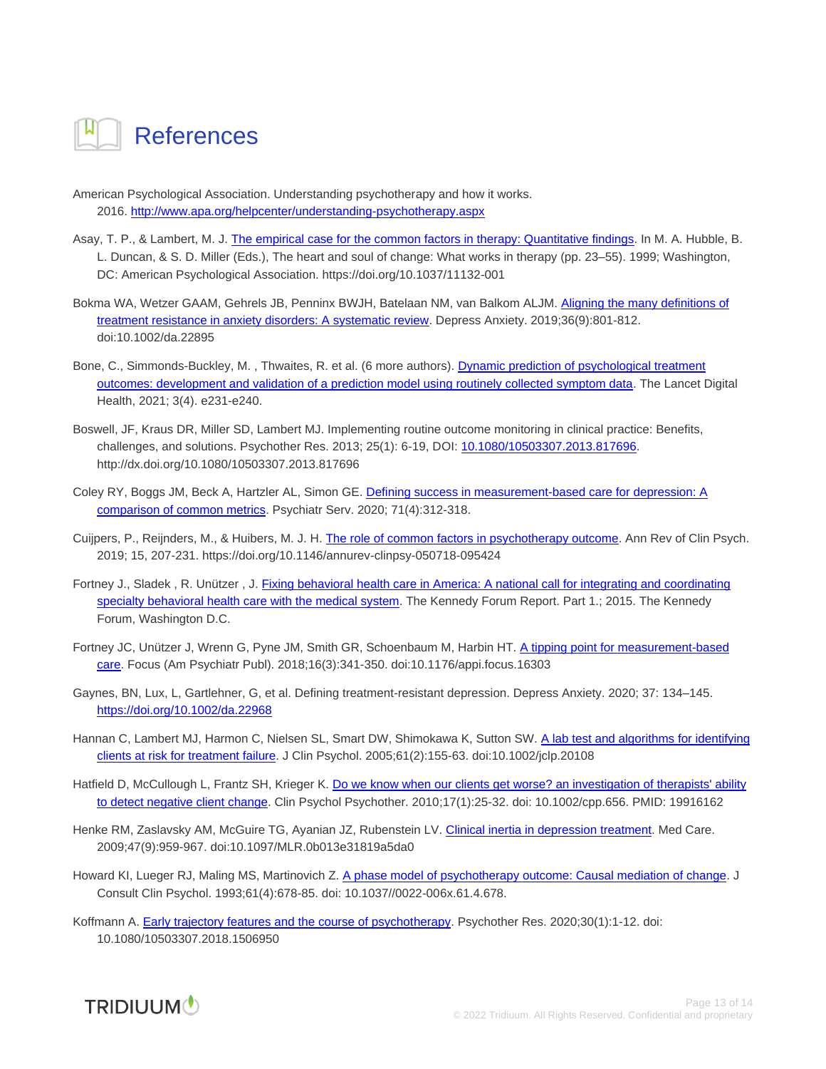# References

American Psychological Association. Understanding psychotherapy and how it works. 2016. http://www.apa.org/helpcenter/understanding-psychotherapy.aspx

Asay, T. P., & Lambert, M. J. The empirical case for the common factors in therapy: Quantitative findings. In M. A. Hubble, B. L. Duncan, & S. D. Miller (Eds.), The heart and soul of change: What works in therapy (pp. 23–55). 1999; Washington, DC: American Psychological Association. https://doi.org/10.1037/11132-001

Bokma WA, Wetzer GAAM, Gehrels JB, Penninx BWJH, Batelaan NM, van Balkom ALJM. Aligning the many definitions of treatment resistance in anxiety disorders: A systematic review. Depress Anxiety. 2019;36(9):801-812. doi:10.1002/da.22895

Bone, C., Simmonds-Buckley, M. , Thwaites, R. et al. (6 more authors). Dynamic prediction of psychological treatment outcomes: development and validation of a prediction model using routinely collected symptom data. The Lancet Digital Health, 2021; 3(4). e231-e240.

Boswell, JF, Kraus DR, Miller SD, Lambert MJ. Implementing routine outcome monitoring in clinical practice: Benefits, challenges, and solutions. Psychother Res. 2013; 25(1): 6-19, DOI: 10.1080/10503307.2013.817696. http://dx.doi.org/10.1080/10503307.2013.817696

Coley RY, Boggs JM, Beck A, Hartzler AL, Simon GE. Defining success in measurement-based care for depression: A comparison of common metrics. Psychiatr Serv. 2020; 71(4):312-318.

Cuijpers, P., Reijnders, M., & Huibers, M. J. H. The role of common factors in psychotherapy outcome. Ann Rev of Clin Psych. 2019; 15, 207-231. https://doi.org/10.1146/annurev-clinpsy-050718-095424

Fortney J., Sladek , R. Unützer , J. Fixing behavioral health care in America: A national call for integrating and coordinating specialty behavioral health care with the medical system. The Kennedy Forum Report. Part 1.; 2015. The Kennedy Forum, Washington D.C.

Fortney JC, Unützer J, Wrenn G, Pyne JM, Smith GR, Schoenbaum M, Harbin HT. A tipping point for measurement-based care. Focus (Am Psychiatr Publ). 2018;16(3):341-350. doi:10.1176/appi.focus.16303

Gaynes, BN, Lux, L, Gartlehner, G, et al. Defining treatment-resistant depression. Depress Anxiety. 2020; 37: 134–145. https://doi.org/10.1002/da.22968

Hannan C, Lambert MJ, Harmon C, Nielsen SL, Smart DW, Shimokawa K, Sutton SW. A lab test and algorithms for identifying clients at risk for treatment failure. J Clin Psychol. 2005;61(2):155-63. doi:10.1002/jclp.20108

Hatfield D, McCullough L, Frantz SH, Krieger K. Do we know when our clients get worse? an investigation of therapists' ability to detect negative client change. Clin Psychol Psychother. 2010;17(1):25-32. doi: 10.1002/cpp.656. PMID: 19916162

Henke RM, Zaslavsky AM, McGuire TG, Ayanian JZ, Rubenstein LV. Clinical inertia in depression treatment. Med Care. 2009;47(9):959-967. doi:10.1097/MLR.0b013e31819a5da0

Howard KI, Lueger RJ, Maling MS, Martinovich Z. A phase model of psychotherapy outcome: Causal mediation of change. J Consult Clin Psychol. 1993;61(4):678-85. doi: 10.1037//0022-006x.61.4.678.

Koffmann A. Early trajectory features and the course of psychotherapy. Psychother Res. 2020;30(1):1-12. doi: 10.1080/10503307.2018.1506950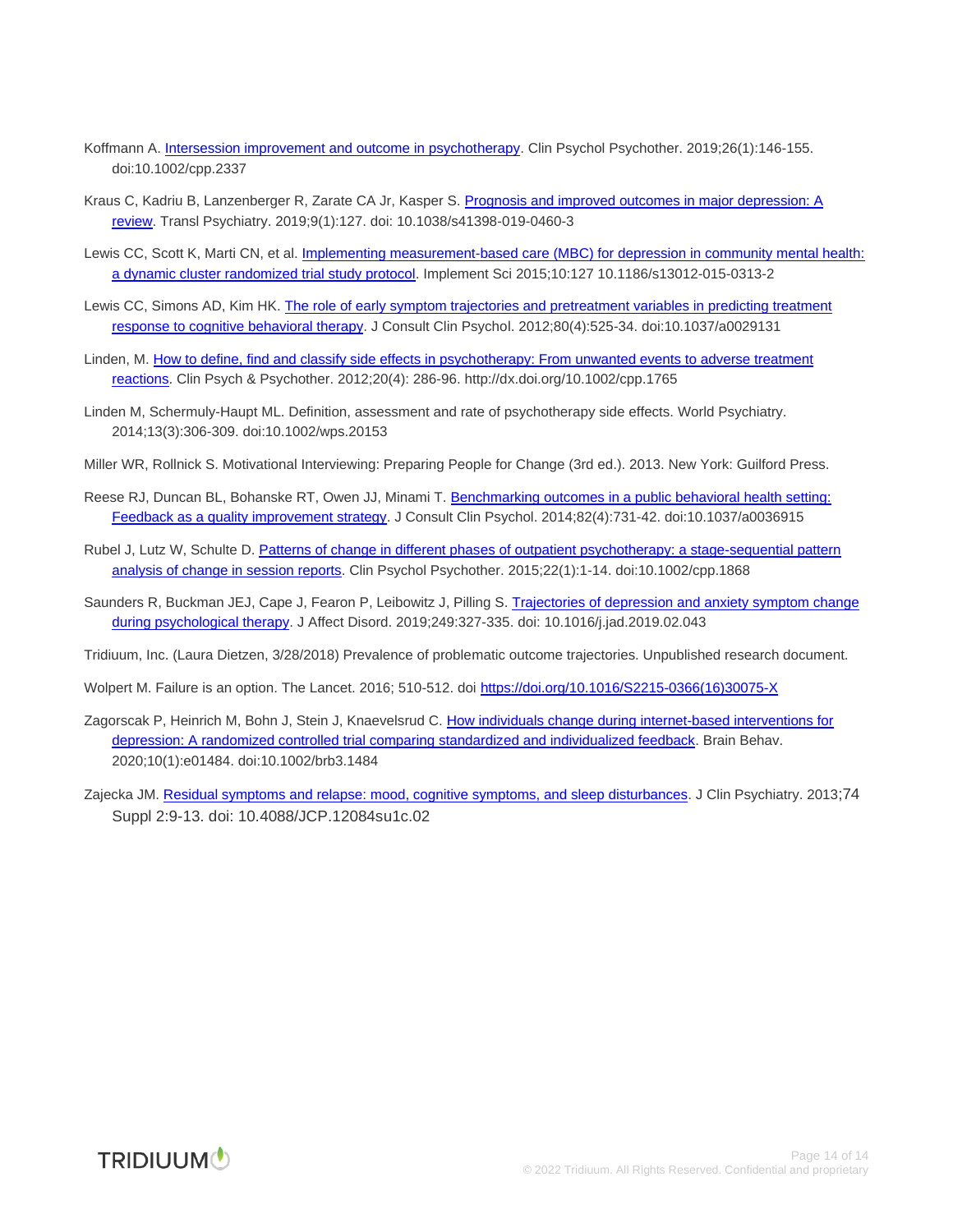Koffmann A. Intersession improvement and outcome in psychotherapy. Clin Psychol Psychother. 2019;26(1):146-155. doi:10.1002/cpp.2337

Kraus C, Kadriu B, Lanzenberger R, Zarate CA Jr, Kasper S. Prognosis and improved outcomes in major depression: A review. Transl Psychiatry. 2019;9(1):127. doi: 10.1038/s41398-019-0460-3

Lewis CC, Scott K, Marti CN, et al. Implementing measurement-based care (MBC) for depression in community mental health: a dynamic cluster randomized trial study protocol. Implement Sci 2015;10:127 10.1186/s13012-015-0313-2

Lewis CC, Simons AD, Kim HK. The role of early symptom trajectories and pretreatment variables in predicting treatment response to cognitive behavioral therapy. J Consult Clin Psychol. 2012;80(4):525-34. doi:10.1037/a0029131

Linden, M. How to define, find and classify side effects in psychotherapy: From unwanted events to adverse treatment reactions. Clin Psych & Psychother. 2012;20(4): 286-96. http://dx.doi.org/10.1002/cpp.1765

Linden M, Schermuly-Haupt ML. Definition, assessment and rate of psychotherapy side effects. World Psychiatry. 2014;13(3):306-309. doi:10.1002/wps.20153

Miller WR, Rollnick S. Motivational Interviewing: Preparing People for Change (3rd ed.). 2013. New York: Guilford Press.

Reese RJ, Duncan BL, Bohanske RT, Owen JJ, Minami T. Benchmarking outcomes in a public behavioral health setting: Feedback as a quality improvement strategy. J Consult Clin Psychol. 2014;82(4):731-42. doi:10.1037/a0036915

Rubel J, Lutz W, Schulte D. Patterns of change in different phases of outpatient psychotherapy: a stage-sequential pattern analysis of change in session reports. Clin Psychol Psychother. 2015;22(1):1-14. doi:10.1002/cpp.1868

Saunders R, Buckman JEJ, Cape J, Fearon P, Leibowitz J, Pilling S. Trajectories of depression and anxiety symptom change during psychological therapy. J Affect Disord. 2019;249:327-335. doi: 10.1016/j.jad.2019.02.043

Tridiuum, Inc. (Laura Dietzen, 3/28/2018) Prevalence of problematic outcome trajectories. Unpublished research document.

Wolpert M. Failure is an option. The Lancet. 2016; 510-512. doi https://doi.org/10.1016/S2215-0366(16)30075-X

Zagorscak P, Heinrich M, Bohn J, Stein J, Knaevelsrud C. How individuals change during internet-based interventions for depression: A randomized controlled trial comparing standardized and individualized feedback. Brain Behav. 2020;10(1):e01484. doi:10.1002/brb3.1484

Zajecka JM. Residual symptoms and relapse: mood, cognitive symptoms, and sleep disturbances. J Clin Psychiatry. 2013;74 Suppl 2:9-13. doi: 10.4088/JCP.12084su1c.02